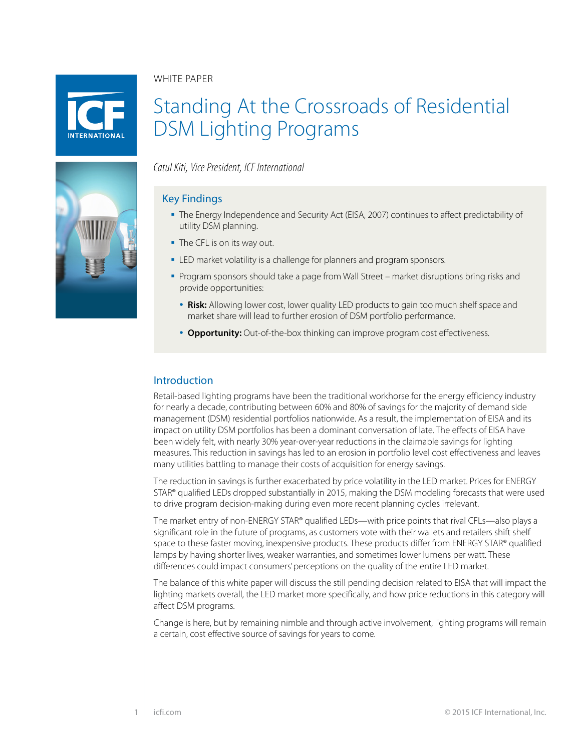WHITE PAPER

# Standing At the Crossroads of Residential DSM Lighting Programs

*Catul Kiti, Vice President, ICF International*

## Key Findings

- The Energy Independence and Security Act (EISA, 2007) continues to affect predictability of utility DSM planning.
- The CFL is on its way out.
- LED market volatility is a challenge for planners and program sponsors.
- Program sponsors should take a page from Wall Street – market disruptions bring risks and provide opportunities:
  - **Risk:** Allowing lower cost, lower quality LED products to gain too much shelf space and market share will lead to further erosion of DSM portfolio performance.
  - **Opportunity:** Out-of-the-box thinking can improve program cost effectiveness.

## Introduction

Retail-based lighting programs have been the traditional workhorse for the energy efficiency industry for nearly a decade, contributing between 60% and 80% of savings for the majority of demand side management (DSM) residential portfolios nationwide. As a result, the implementation of EISA and its impact on utility DSM portfolios has been a dominant conversation of late. The effects of EISA have been widely felt, with nearly 30% year-over-year reductions in the claimable savings for lighting measures. This reduction in savings has led to an erosion in portfolio level cost effectiveness and leaves many utilities battling to manage their costs of acquisition for energy savings.

The reduction in savings is further exacerbated by price volatility in the LED market. Prices for ENERGY STAR® qualified LEDs dropped substantially in 2015, making the DSM modeling forecasts that were used to drive program decision-making during even more recent planning cycles irrelevant.

The market entry of non-ENERGY STAR® qualified LEDs—with price points that rival CFLs—also plays a significant role in the future of programs, as customers vote with their wallets and retailers shift shelf space to these faster moving, inexpensive products. These products differ from ENERGY STAR® qualified lamps by having shorter lives, weaker warranties, and sometimes lower lumens per watt. These differences could impact consumers' perceptions on the quality of the entire LED market.

The balance of this white paper will discuss the still pending decision related to EISA that will impact the lighting markets overall, the LED market more specifically, and how price reductions in this category will affect DSM programs.

Change is here, but by remaining nimble and through active involvement, lighting programs will remain a certain, cost effective source of savings for years to come.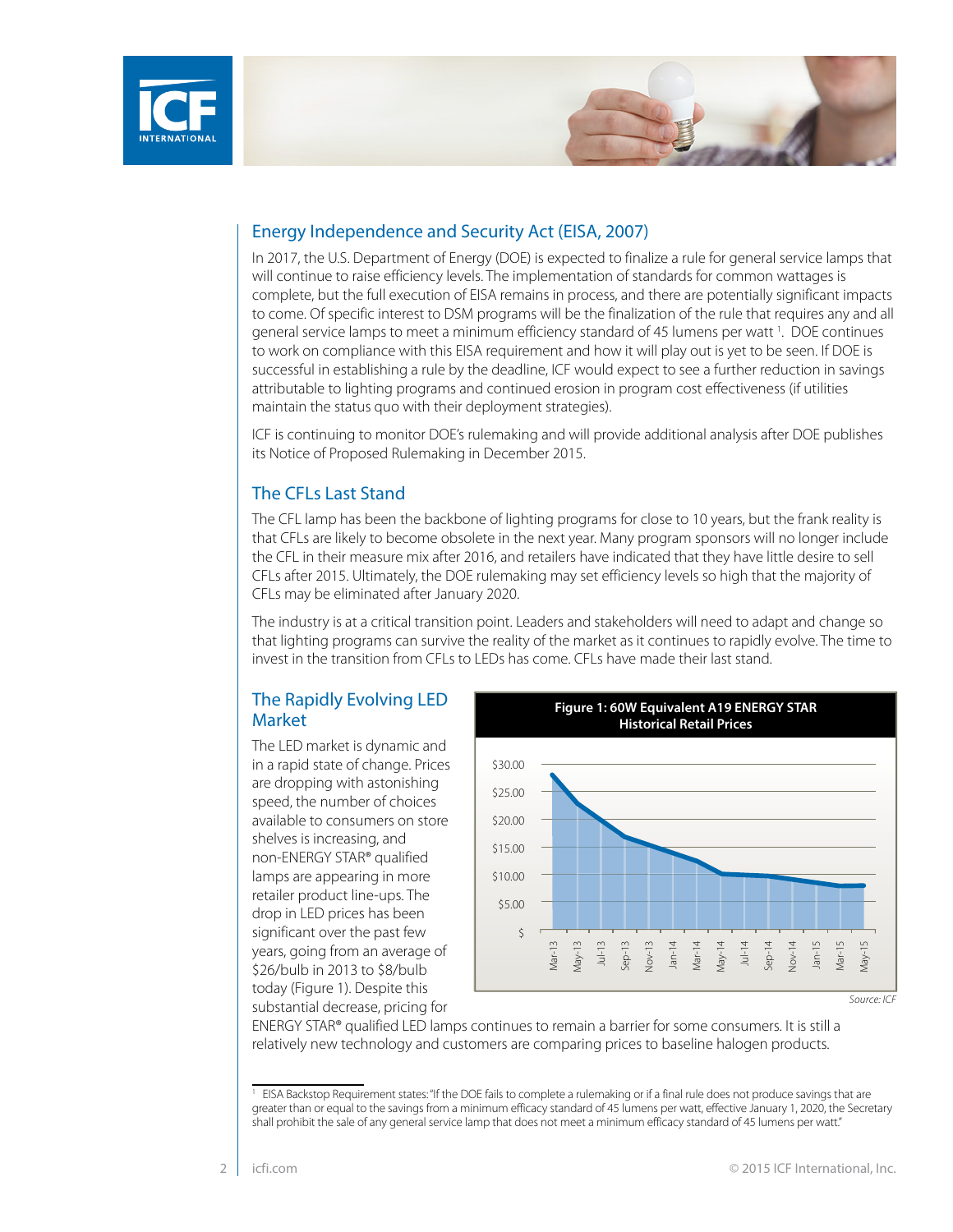## Energy Independence and Security Act (EISA, 2007)

In 2017, the U.S. Department of Energy (DOE) is expected to finalize a rule for general service lamps that will continue to raise efficiency levels. The implementation of standards for common wattages is complete, but the full execution of EISA remains in process, and there are potentially significant impacts to come. Of specific interest to DSM programs will be the finalization of the rule that requires any and all general service lamps to meet a minimum efficiency standard of 45 lumens per watt [1]. DOE continues to work on compliance with this EISA requirement and how it will play out is yet to be seen. If DOE is successful in establishing a rule by the deadline, ICF would expect to see a further reduction in savings attributable to lighting programs and continued erosion in program cost effectiveness (if utilities maintain the status quo with their deployment strategies).

ICF is continuing to monitor DOE's rulemaking and will provide additional analysis after DOE publishes its Notice of Proposed Rulemaking in December 2015.

## The CFLs Last Stand

The CFL lamp has been the backbone of lighting programs for close to 10 years, but the frank reality is that CFLs are likely to become obsolete in the next year. Many program sponsors will no longer include the CFL in their measure mix after 2016, and retailers have indicated that they have little desire to sell CFLs after 2015. Ultimately, the DOE rulemaking may set efficiency levels so high that the majority of CFLs may be eliminated after January 2020.

The industry is at a critical transition point. Leaders and stakeholders will need to adapt and change so that lighting programs can survive the reality of the market as it continues to rapidly evolve. The time to invest in the transition from CFLs to LEDs has come. CFLs have made their last stand.

## The Rapidly Evolving LED Market

The LED market is dynamic and in a rapid state of change. Prices are dropping with astonishing speed, the number of choices available to consumers on store shelves is increasing, and non-ENERGY STAR® qualified lamps are appearing in more retailer product line-ups. The drop in LED prices has been significant over the past few years, going from an average of $26/bulb in 2013 to $8/bulb today (Figure 1). Despite this substantial decrease, pricing for ENERGY STAR® qualified LED lamps continues to remain a barrier for some consumers. It is still a relatively new technology and customers are comparing prices to baseline halogen products.

**Figure 1: 60W Equivalent A19 ENERGY STAR Historical Retail Prices**

*Source: ICF*

[1] EISA Backstop Requirement states: "If the DOE fails to complete a rulemaking or if a final rule does not produce savings that are greater than or equal to the savings from a minimum efficacy standard of 45 lumens per watt, effective January 1, 2020, the Secretary shall prohibit the sale of any general service lamp that does not meet a minimum efficacy standard of 45 lumens per watt."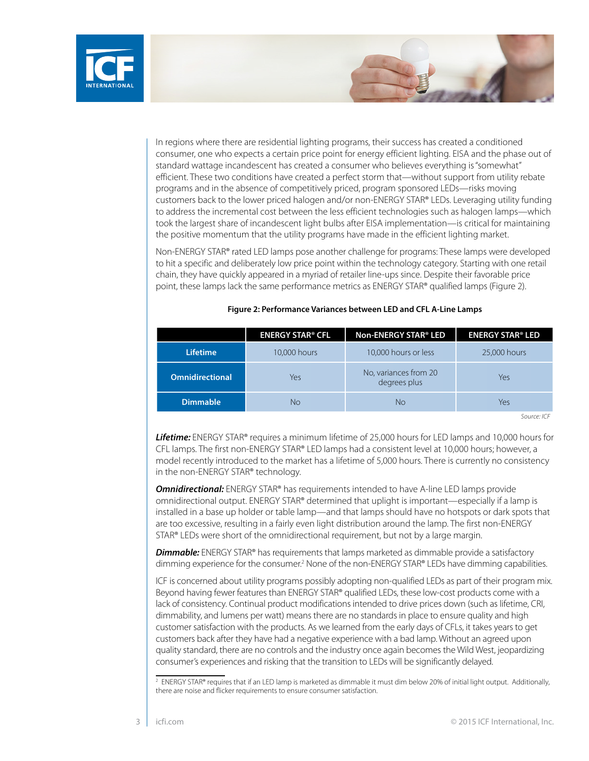In regions where there are residential lighting programs, their success has created a conditioned consumer, one who expects a certain price point for energy efficient lighting. EISA and the phase out of standard wattage incandescent has created a consumer who believes everything is "somewhat" efficient. These two conditions have created a perfect storm that—without support from utility rebate programs and in the absence of competitively priced, program sponsored LEDs—risks moving customers back to the lower priced halogen and/or non-ENERGY STAR® LEDs. Leveraging utility funding to address the incremental cost between the less efficient technologies such as halogen lamps—which took the largest share of incandescent light bulbs after EISA implementation—is critical for maintaining the positive momentum that the utility programs have made in the efficient lighting market.

Non-ENERGY STAR® rated LED lamps pose another challenge for programs: These lamps were developed to hit a specific and deliberately low price point within the technology category. Starting with one retail chain, they have quickly appeared in a myriad of retailer line-ups since. Despite their favorable price point, these lamps lack the same performance metrics as ENERGY STAR® qualified lamps (Figure 2).

**Figure 2: Performance Variances between LED and CFL A-Line Lamps**

| | ENERGY STAR® CFL | Non-ENERGY STAR® LED | ENERGY STAR® LED |
|---|---|---|---|
| **Lifetime** | 10,000 hours | 10,000 hours or less | 25,000 hours |
| **Omnidirectional** | Yes | No, variances from 20 degrees plus | Yes |
| **Dimmable** | No | No | Yes |

*Source: ICF*

***Lifetime:*** ENERGY STAR® requires a minimum lifetime of 25,000 hours for LED lamps and 10,000 hours for CFL lamps. The first non-ENERGY STAR® LED lamps had a consistent level at 10,000 hours; however, a model recently introduced to the market has a lifetime of 5,000 hours. There is currently no consistency in the non-ENERGY STAR® technology.

***Omnidirectional:*** ENERGY STAR® has requirements intended to have A-line LED lamps provide omnidirectional output. ENERGY STAR® determined that uplight is important—especially if a lamp is installed in a base up holder or table lamp—and that lamps should have no hotspots or dark spots that are too excessive, resulting in a fairly even light distribution around the lamp. The first non-ENERGY STAR® LEDs were short of the omnidirectional requirement, but not by a large margin.

***Dimmable:*** ENERGY STAR® has requirements that lamps marketed as dimmable provide a satisfactory dimming experience for the consumer.[2] None of the non-ENERGY STAR® LEDs have dimming capabilities.

ICF is concerned about utility programs possibly adopting non-qualified LEDs as part of their program mix. Beyond having fewer features than ENERGY STAR® qualified LEDs, these low-cost products come with a lack of consistency. Continual product modifications intended to drive prices down (such as lifetime, CRI, dimmability, and lumens per watt) means there are no standards in place to ensure quality and high customer satisfaction with the products. As we learned from the early days of CFLs, it takes years to get customers back after they have had a negative experience with a bad lamp. Without an agreed upon quality standard, there are no controls and the industry once again becomes the Wild West, jeopardizing consumer's experiences and risking that the transition to LEDs will be significantly delayed.

---

[2] ENERGY STAR® requires that if an LED lamp is marketed as dimmable it must dim below 20% of initial light output. Additionally, there are noise and flicker requirements to ensure consumer satisfaction.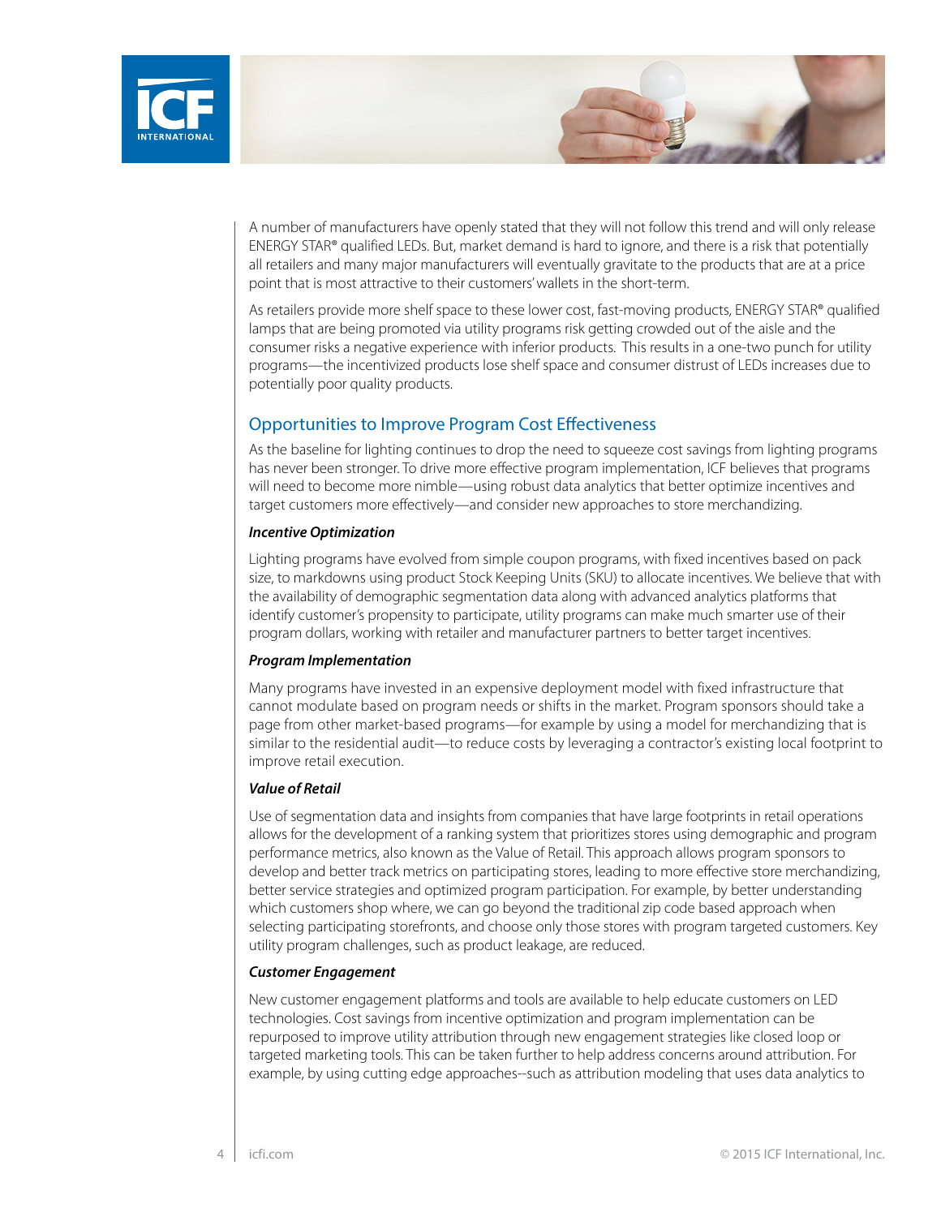A number of manufacturers have openly stated that they will not follow this trend and will only release ENERGY STAR® qualified LEDs. But, market demand is hard to ignore, and there is a risk that potentially all retailers and many major manufacturers will eventually gravitate to the products that are at a price point that is most attractive to their customers' wallets in the short-term.

As retailers provide more shelf space to these lower cost, fast-moving products, ENERGY STAR® qualified lamps that are being promoted via utility programs risk getting crowded out of the aisle and the consumer risks a negative experience with inferior products. This results in a one-two punch for utility programs—the incentivized products lose shelf space and consumer distrust of LEDs increases due to potentially poor quality products.

## Opportunities to Improve Program Cost Effectiveness

As the baseline for lighting continues to drop the need to squeeze cost savings from lighting programs has never been stronger. To drive more effective program implementation, ICF believes that programs will need to become more nimble—using robust data analytics that better optimize incentives and target customers more effectively—and consider new approaches to store merchandizing.

***Incentive Optimization***

Lighting programs have evolved from simple coupon programs, with fixed incentives based on pack size, to markdowns using product Stock Keeping Units (SKU) to allocate incentives. We believe that with the availability of demographic segmentation data along with advanced analytics platforms that identify customer's propensity to participate, utility programs can make much smarter use of their program dollars, working with retailer and manufacturer partners to better target incentives.

***Program Implementation***

Many programs have invested in an expensive deployment model with fixed infrastructure that cannot modulate based on program needs or shifts in the market. Program sponsors should take a page from other market-based programs—for example by using a model for merchandizing that is similar to the residential audit—to reduce costs by leveraging a contractor's existing local footprint to improve retail execution.

***Value of Retail***

Use of segmentation data and insights from companies that have large footprints in retail operations allows for the development of a ranking system that prioritizes stores using demographic and program performance metrics, also known as the Value of Retail. This approach allows program sponsors to develop and better track metrics on participating stores, leading to more effective store merchandizing, better service strategies and optimized program participation. For example, by better understanding which customers shop where, we can go beyond the traditional zip code based approach when selecting participating storefronts, and choose only those stores with program targeted customers. Key utility program challenges, such as product leakage, are reduced.

***Customer Engagement***

New customer engagement platforms and tools are available to help educate customers on LED technologies. Cost savings from incentive optimization and program implementation can be repurposed to improve utility attribution through new engagement strategies like closed loop or targeted marketing tools. This can be taken further to help address concerns around attribution. For example, by using cutting edge approaches--such as attribution modeling that uses data analytics to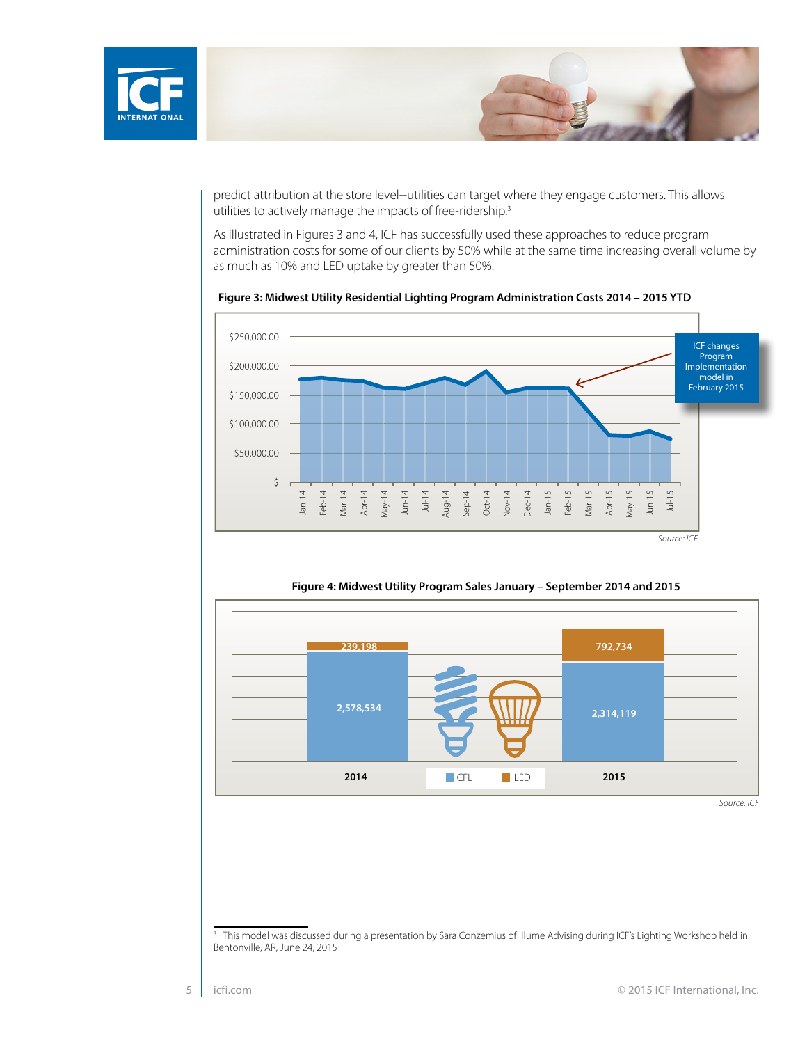predict attribution at the store level--utilities can target where they engage customers. This allows utilities to actively manage the impacts of free-ridership.[3]

As illustrated in Figures 3 and 4, ICF has successfully used these approaches to reduce program administration costs for some of our clients by 50% while at the same time increasing overall volume by as much as 10% and LED uptake by greater than 50%.

**Figure 3: Midwest Utility Residential Lighting Program Administration Costs 2014 – 2015 YTD**

*Source: ICF*

**Figure 4: Midwest Utility Program Sales January – September 2014 and 2015**

| | CFL | LED |
|---|---|---|
| 2014 | 2,578,534 | 239,198 |
| 2015 | 2,314,119 | 792,734 |

*Source: ICF*

---

[3] This model was discussed during a presentation by Sara Conzemius of Illume Advising during ICF's Lighting Workshop held in Bentonville, AR, June 24, 2015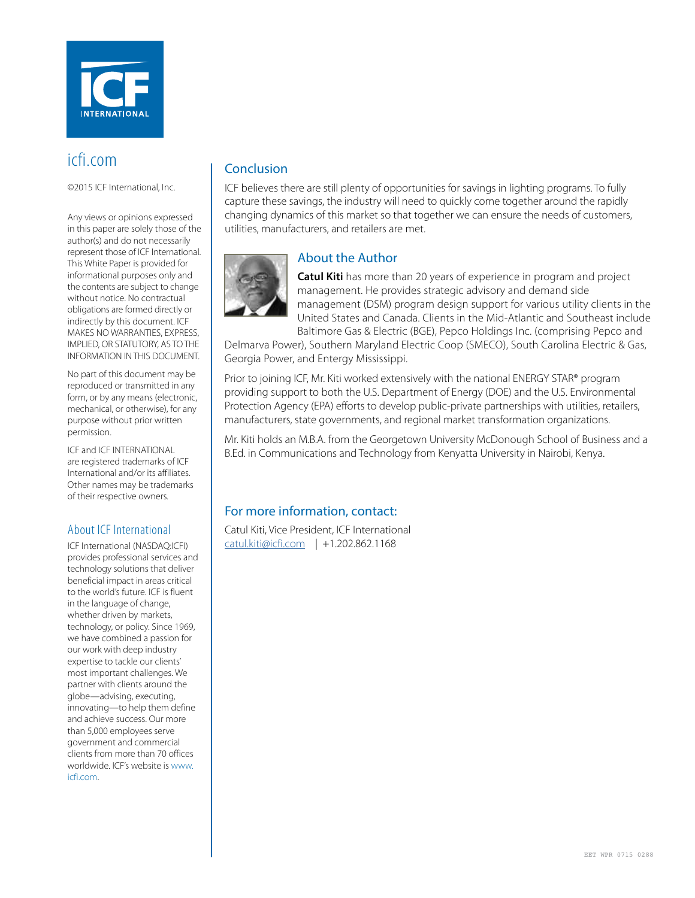icfi.com

©2015 ICF International, Inc.

Any views or opinions expressed in this paper are solely those of the author(s) and do not necessarily represent those of ICF International. This White Paper is provided for informational purposes only and the contents are subject to change without notice. No contractual obligations are formed directly or indirectly by this document. ICF MAKES NO WARRANTIES, EXPRESS, IMPLIED, OR STATUTORY, AS TO THE INFORMATION IN THIS DOCUMENT.

No part of this document may be reproduced or transmitted in any form, or by any means (electronic, mechanical, or otherwise), for any purpose without prior written permission.

ICF and ICF INTERNATIONAL are registered trademarks of ICF International and/or its affiliates. Other names may be trademarks of their respective owners.

## About ICF International

ICF International (NASDAQ:ICFI) provides professional services and technology solutions that deliver beneficial impact in areas critical to the world's future. ICF is fluent in the language of change, whether driven by markets, technology, or policy. Since 1969, we have combined a passion for our work with deep industry expertise to tackle our clients' most important challenges. We partner with clients around the globe—advising, executing, innovating—to help them define and achieve success. Our more than 5,000 employees serve government and commercial clients from more than 70 offices worldwide. ICF's website is www.icfi.com.

## Conclusion

ICF believes there are still plenty of opportunities for savings in lighting programs. To fully capture these savings, the industry will need to quickly come together around the rapidly changing dynamics of this market so that together we can ensure the needs of customers, utilities, manufacturers, and retailers are met.

## About the Author

**Catul Kiti** has more than 20 years of experience in program and project management. He provides strategic advisory and demand side management (DSM) program design support for various utility clients in the United States and Canada. Clients in the Mid-Atlantic and Southeast include Baltimore Gas & Electric (BGE), Pepco Holdings Inc. (comprising Pepco and Delmarva Power), Southern Maryland Electric Coop (SMECO), South Carolina Electric & Gas, Georgia Power, and Entergy Mississippi.

Prior to joining ICF, Mr. Kiti worked extensively with the national ENERGY STAR® program providing support to both the U.S. Department of Energy (DOE) and the U.S. Environmental Protection Agency (EPA) efforts to develop public-private partnerships with utilities, retailers, manufacturers, state governments, and regional market transformation organizations.

Mr. Kiti holds an M.B.A. from the Georgetown University McDonough School of Business and a B.Ed. in Communications and Technology from Kenyatta University in Nairobi, Kenya.

## For more information, contact:

Catul Kiti, Vice President, ICF International
catul.kiti@icfi.com | +1.202.862.1168

EET WPR 0715 0288